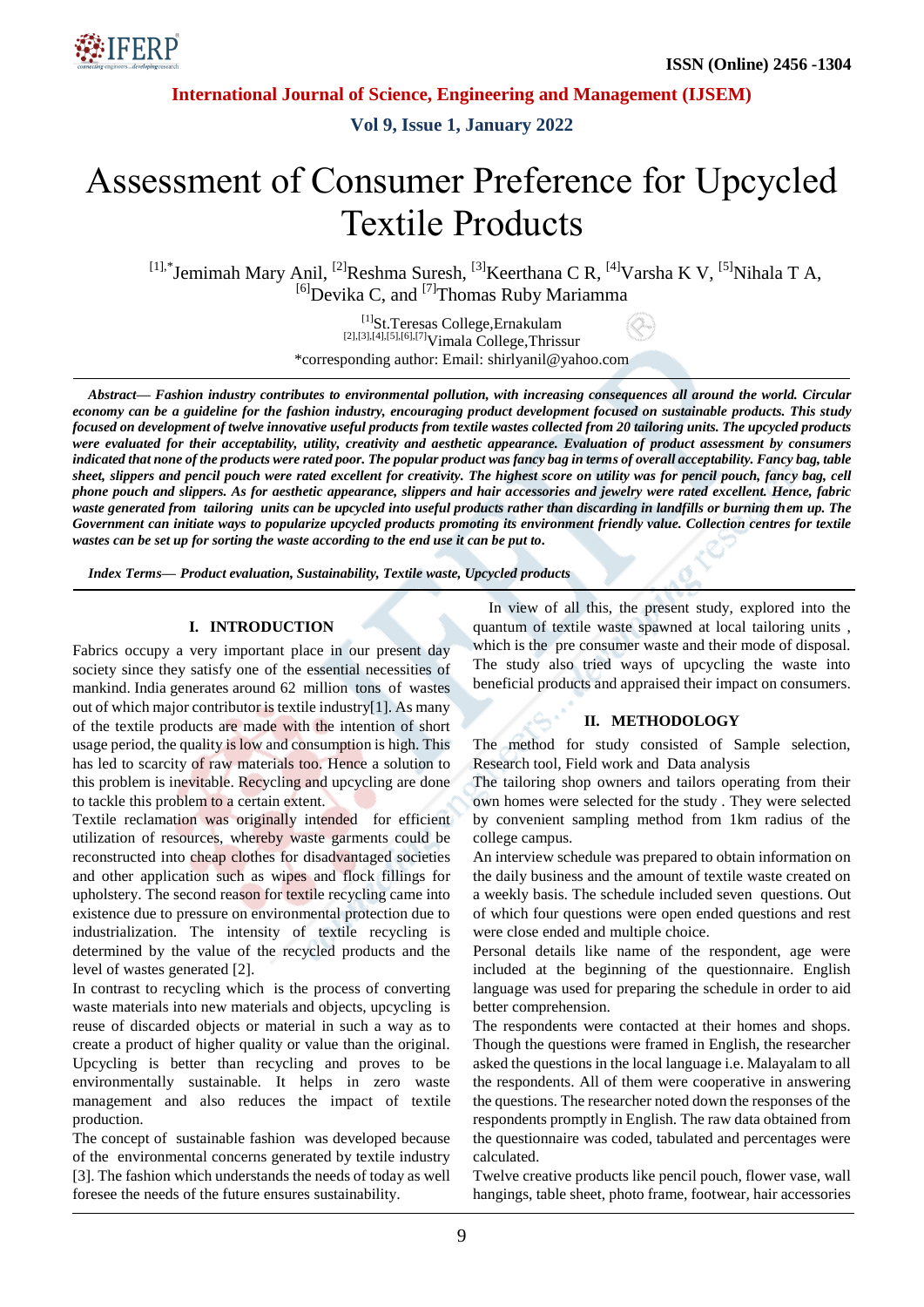// Header omitted: ISSN, journal name, vol/issue are running metadata.

# Assessment of Consumer Preference for Upcycled Textile Products

[1],*Jemimah Mary Anil, [2]Reshma Suresh, [3]Keerthana C R, [4]Varsha K V, [5]Nihala T A, [6]Devika C, and [7]Thomas Ruby Mariamma

[1]St.Teresas College,Ernakulam
[2],[3],[4],[5],[6],[7]Vimala College,Thrissur
*corresponding author: Email: shirlyanil@yahoo.com

***Abstract***— ***Fashion industry contributes to environmental pollution, with increasing consequences all around the world. Circular economy can be a guideline for the fashion industry, encouraging product development focused on sustainable products. This study focused on development of twelve innovative useful products from textile wastes collected from 20 tailoring units. The upcycled products were evaluated for their acceptability, utility, creativity and aesthetic appearance. Evaluation of product assessment by consumers indicated that none of the products were rated poor. The popular product was fancy bag in terms of overall acceptability. Fancy bag, table sheet, slippers and pencil pouch were rated excellent for creativity. The highest score on utility was for pencil pouch, fancy bag, cell phone pouch and slippers. As for aesthetic appearance, slippers and hair accessories and jewelry were rated excellent. Hence, fabric waste generated from tailoring units can be upcycled into useful products rather than discarding in landfills or burning them up. The Government can initiate ways to popularize upcycled products promoting its environment friendly value. Collection centres for textile wastes can be set up for sorting the waste according to the end use it can be put to.***

***Index Terms***— ***Product evaluation, Sustainability, Textile waste, Upcycled products***

## I. INTRODUCTION

Fabrics occupy a very important place in our present day society since they satisfy one of the essential necessities of mankind. India generates around 62 million tons of wastes out of which major contributor is textile industry[1]. As many of the textile products are made with the intention of short usage period, the quality is low and consumption is high. This has led to scarcity of raw materials too. Hence a solution to this problem is inevitable. Recycling and upcycling are done to tackle this problem to a certain extent.

Textile reclamation was originally intended for efficient utilization of resources, whereby waste garments could be reconstructed into cheap clothes for disadvantaged societies and other application such as wipes and flock fillings for upholstery. The second reason for textile recycling came into existence due to pressure on environmental protection due to industrialization. The intensity of textile recycling is determined by the value of the recycled products and the level of wastes generated [2].

In contrast to recycling which is the process of converting waste materials into new materials and objects, upcycling is reuse of discarded objects or material in such a way as to create a product of higher quality or value than the original. Upcycling is better than recycling and proves to be environmentally sustainable. It helps in zero waste management and also reduces the impact of textile production.

The concept of sustainable fashion was developed because of the environmental concerns generated by textile industry [3]. The fashion which understands the needs of today as well foresee the needs of the future ensures sustainability.

In view of all this, the present study, explored into the quantum of textile waste spawned at local tailoring units , which is the pre consumer waste and their mode of disposal. The study also tried ways of upcycling the waste into beneficial products and appraised their impact on consumers.

## II. METHODOLOGY

The method for study consisted of Sample selection, Research tool, Field work and Data analysis

The tailoring shop owners and tailors operating from their own homes were selected for the study . They were selected by convenient sampling method from 1km radius of the college campus.

An interview schedule was prepared to obtain information on the daily business and the amount of textile waste created on a weekly basis. The schedule included seven questions. Out of which four questions were open ended questions and rest were close ended and multiple choice.

Personal details like name of the respondent, age were included at the beginning of the questionnaire. English language was used for preparing the schedule in order to aid better comprehension.

The respondents were contacted at their homes and shops. Though the questions were framed in English, the researcher asked the questions in the local language i.e. Malayalam to all the respondents. All of them were cooperative in answering the questions. The researcher noted down the responses of the respondents promptly in English. The raw data obtained from the questionnaire was coded, tabulated and percentages were calculated.

Twelve creative products like pencil pouch, flower vase, wall hangings, table sheet, photo frame, footwear, hair accessories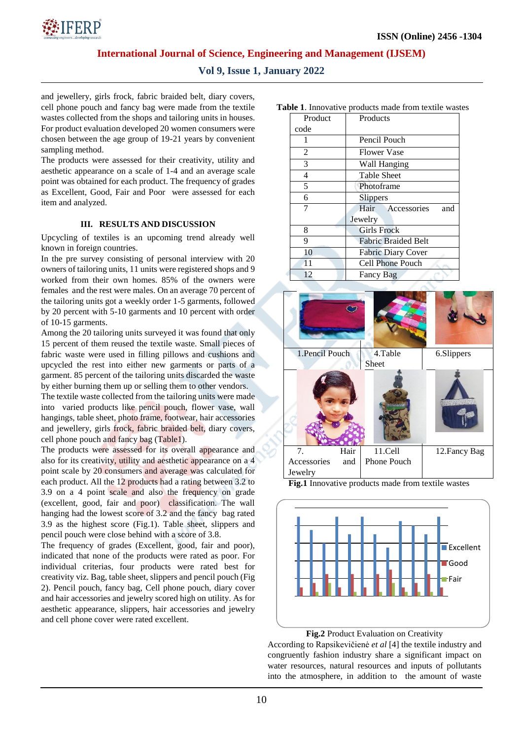and jewellery, girls frock, fabric braided belt, diary covers, cell phone pouch and fancy bag were made from the textile wastes collected from the shops and tailoring units in houses. For product evaluation developed 20 women consumers were chosen between the age group of 19-21 years by convenient sampling method.

The products were assessed for their creativity, utility and aesthetic appearance on a scale of 1-4 and an average scale point was obtained for each product. The frequency of grades as Excellent, Good, Fair and Poor were assessed for each item and analyzed.

## III. RESULTS AND DISCUSSION

Upcycling of textiles is an upcoming trend already well known in foreign countries.

In the pre survey consisting of personal interview with 20 owners of tailoring units, 11 units were registered shops and 9 worked from their own homes. 85% of the owners were females and the rest were males. On an average 70 percent of the tailoring units got a weekly order 1-5 garments, followed by 20 percent with 5-10 garments and 10 percent with order of 10-15 garments.

Among the 20 tailoring units surveyed it was found that only 15 percent of them reused the textile waste. Small pieces of fabric waste were used in filling pillows and cushions and upcycled the rest into either new garments or parts of a garment. 85 percent of the tailoring units discarded the waste by either burning them up or selling them to other vendors.

The textile waste collected from the tailoring units were made into varied products like pencil pouch, flower vase, wall hangings, table sheet, photo frame, footwear, hair accessories and jewellery, girls frock, fabric braided belt, diary covers, cell phone pouch and fancy bag (Table1).

The products were assessed for its overall appearance and also for its creativity, utility and aesthetic appearance on a 4 point scale by 20 consumers and average was calculated for each product. All the 12 products had a rating between 3.2 to 3.9 on a 4 point scale and also the frequency on grade (excellent, good, fair and poor) classification. The wall hanging had the lowest score of 3.2 and the fancy bag rated 3.9 as the highest score (Fig.1). Table sheet, slippers and pencil pouch were close behind with a score of 3.8.

The frequency of grades (Excellent, good, fair and poor), indicated that none of the products were rated as poor. For individual criterias, four products were rated best for creativity viz. Bag, table sheet, slippers and pencil pouch (Fig 2). Pencil pouch, fancy bag, Cell phone pouch, diary cover and hair accessories and jewelry scored high on utility. As for aesthetic appearance, slippers, hair accessories and jewelry and cell phone cover were rated excellent.

**Table 1**. Innovative products made from textile wastes

| Product code | Products |
|---|---|
| 1 | Pencil Pouch |
| 2 | Flower Vase |
| 3 | Wall Hanging |
| 4 | Table Sheet |
| 5 | Photoframe |
| 6 | Slippers |
| 7 | Hair Accessories and Jewelry |
| 8 | Girls Frock |
| 9 | Fabric Braided Belt |
| 10 | Fabric Diary Cover |
| 11 | Cell Phone Pouch |
| 12 | Fancy Bag |

1.Pencil Pouch | 4.Table Sheet | 6.Slippers

7. Hair Accessories and Jewelry | 11.Cell Phone Pouch | 12.Fancy Bag

**Fig.1** Innovative products made from textile wastes

**Fig.2** Product Evaluation on Creativity

According to Rapsikevičienė *et al* [4] the textile industry and congruently fashion industry share a significant impact on water resources, natural resources and inputs of pollutants into the atmosphere, in addition to the amount of waste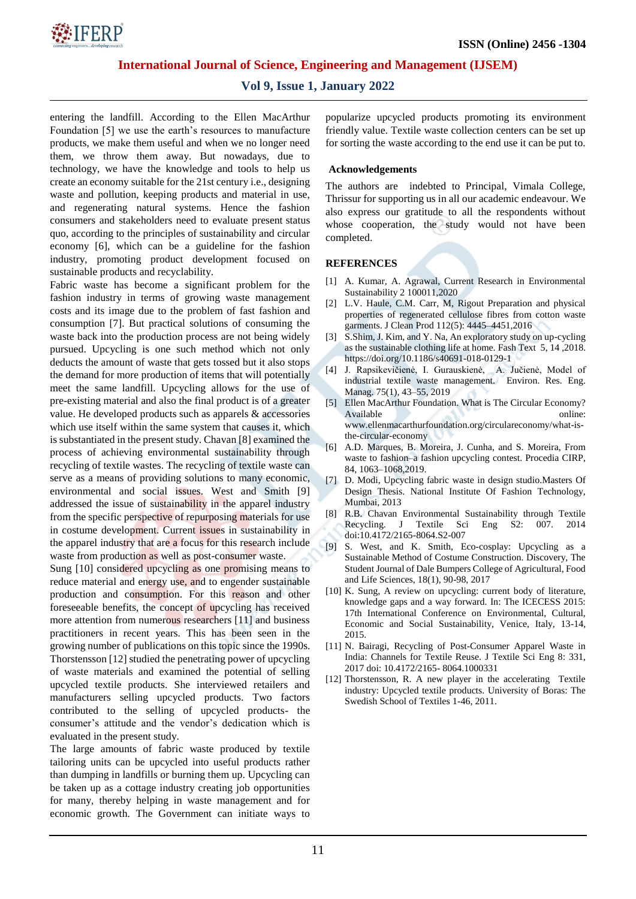entering the landfill. According to the Ellen MacArthur Foundation [5] we use the earth's resources to manufacture products, we make them useful and when we no longer need them, we throw them away. But nowadays, due to technology, we have the knowledge and tools to help us create an economy suitable for the 21st century i.e., designing waste and pollution, keeping products and material in use, and regenerating natural systems. Hence the fashion consumers and stakeholders need to evaluate present status quo, according to the principles of sustainability and circular economy [6], which can be a guideline for the fashion industry, promoting product development focused on sustainable products and recyclability.

Fabric waste has become a significant problem for the fashion industry in terms of growing waste management costs and its image due to the problem of fast fashion and consumption [7]. But practical solutions of consuming the waste back into the production process are not being widely pursued. Upcycling is one such method which not only deducts the amount of waste that gets tossed but it also stops the demand for more production of items that will potentially meet the same landfill. Upcycling allows for the use of pre-existing material and also the final product is of a greater value. He developed products such as apparels & accessories which use itself within the same system that causes it, which is substantiated in the present study. Chavan [8] examined the process of achieving environmental sustainability through recycling of textile wastes. The recycling of textile waste can serve as a means of providing solutions to many economic, environmental and social issues. West and Smith [9] addressed the issue of sustainability in the apparel industry from the specific perspective of repurposing materials for use in costume development. Current issues in sustainability in the apparel industry that are a focus for this research include waste from production as well as post-consumer waste.

Sung [10] considered upcycling as one promising means to reduce material and energy use, and to engender sustainable production and consumption. For this reason and other foreseeable benefits, the concept of upcycling has received more attention from numerous researchers [11] and business practitioners in recent years. This has been seen in the growing number of publications on this topic since the 1990s. Thorstensson [12] studied the penetrating power of upcycling of waste materials and examined the potential of selling upcycled textile products. She interviewed retailers and manufacturers selling upcycled products. Two factors contributed to the selling of upcycled products- the consumer's attitude and the vendor's dedication which is evaluated in the present study.

The large amounts of fabric waste produced by textile tailoring units can be upcycled into useful products rather than dumping in landfills or burning them up. Upcycling can be taken up as a cottage industry creating job opportunities for many, thereby helping in waste management and for economic growth. The Government can initiate ways to popularize upcycled products promoting its environment friendly value. Textile waste collection centers can be set up for sorting the waste according to the end use it can be put to.

### Acknowledgements

The authors are indebted to Principal, Vimala College, Thrissur for supporting us in all our academic endeavour. We also express our gratitude to all the respondents without whose cooperation, the study would not have been completed.

## REFERENCES

[1] A. Kumar, A. Agrawal, Current Research in Environmental Sustainability 2 100011,2020

[2] L.V. Haule, C.M. Carr, M, Rigout Preparation and physical properties of regenerated cellulose fibres from cotton waste garments. J Clean Prod 112(5): 4445–4451,2016

[3] S.Shim, J. Kim, and Y. Na, An exploratory study on up-cycling as the sustainable clothing life at home. Fash Text 5, 14 ,2018. https://doi.org/10.1186/s40691-018-0129-1

[4] J. Rapsikevičienė, I. Gurauskienė, A. Jučienė, Model of industrial textile waste management. Environ. Res. Eng. Manag. 75(1), 43–55, 2019

[5] Ellen MacArthur Foundation. What is The Circular Economy? Available online: www.ellenmacarthurfoundation.org/circulareconomy/what-is-the-circular-economy

[6] A.D. Marques, B. Moreira, J. Cunha, and S. Moreira, From waste to fashion–a fashion upcycling contest. Procedia CIRP, 84, 1063–1068,2019.

[7] D. Modi, Upcycling fabric waste in design studio.Masters Of Design Thesis. National Institute Of Fashion Technology, Mumbai, 2013

[8] R.B. Chavan Environmental Sustainability through Textile Recycling. J Textile Sci Eng S2: 007. 2014 doi:10.4172/2165-8064.S2-007

[9] S. West, and K. Smith, Eco-cosplay: Upcycling as a Sustainable Method of Costume Construction. Discovery, The Student Journal of Dale Bumpers College of Agricultural, Food and Life Sciences, 18(1), 90-98, 2017

[10] K. Sung, A review on upcycling: current body of literature, knowledge gaps and a way forward. In: The ICECESS 2015: 17th International Conference on Environmental, Cultural, Economic and Social Sustainability, Venice, Italy, 13-14, 2015.

[11] N. Bairagi, Recycling of Post-Consumer Apparel Waste in India: Channels for Textile Reuse. J Textile Sci Eng 8: 331, 2017 doi: 10.4172/2165- 8064.1000331

[12] Thorstensson, R. A new player in the accelerating Textile industry: Upcycled textile products. University of Boras: The Swedish School of Textiles 1-46, 2011.